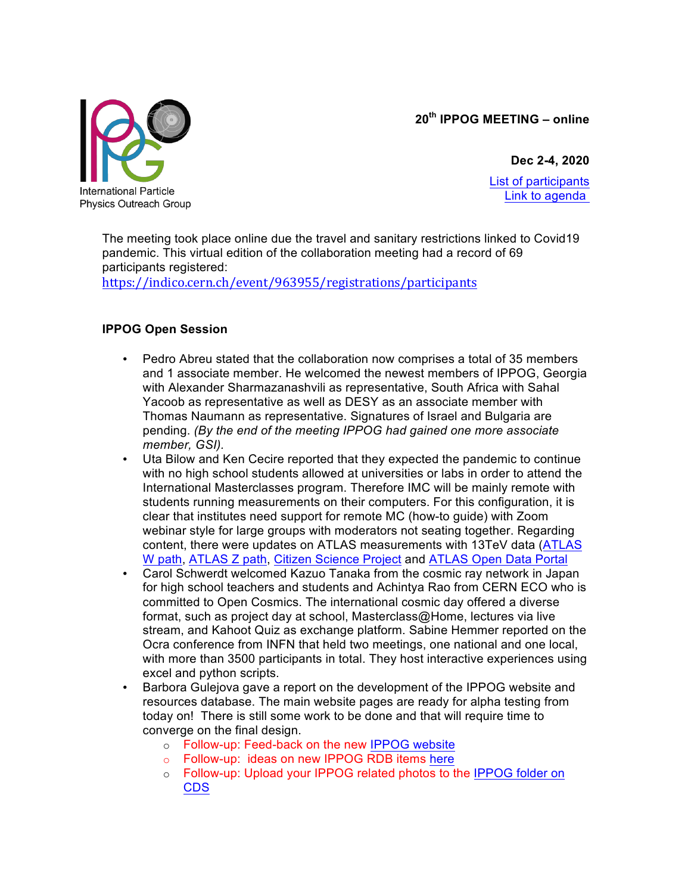International Particle Physics Outreach Group

**20th IPPOG MEETING – online**

**Dec 2-4, 2020**

List of participants
Link to agenda

The meeting took place online due the travel and sanitary restrictions linked to Covid19 pandemic. This virtual edition of the collaboration meeting had a record of 69 participants registered:
https://indico.cern.ch/event/963955/registrations/participants

### IPPOG Open Session

- Pedro Abreu stated that the collaboration now comprises a total of 35 members and 1 associate member. He welcomed the newest members of IPPOG, Georgia with Alexander Sharmazanashvili as representative, South Africa with Sahal Yacoob as representative as well as DESY as an associate member with Thomas Naumann as representative. Signatures of Israel and Bulgaria are pending. *(By the end of the meeting IPPOG had gained one more associate member, GSI).*
- Uta Bilow and Ken Cecire reported that they expected the pandemic to continue with no high school students allowed at universities or labs in order to attend the International Masterclasses program. Therefore IMC will be mainly remote with students running measurements on their computers. For this configuration, it is clear that institutes need support for remote MC (how-to guide) with Zoom webinar style for large groups with moderators not seating together. Regarding content, there were updates on ATLAS measurements with 13TeV data (ATLAS W path, ATLAS Z path, Citizen Science Project and ATLAS Open Data Portal
- Carol Schwerdt welcomed Kazuo Tanaka from the cosmic ray network in Japan for high school teachers and students and Achintya Rao from CERN ECO who is committed to Open Cosmics. The international cosmic day offered a diverse format, such as project day at school, Masterclass@Home, lectures via live stream, and Kahoot Quiz as exchange platform. Sabine Hemmer reported on the Ocra conference from INFN that held two meetings, one national and one local, with more than 3500 participants in total. They host interactive experiences using excel and python scripts.
- Barbora Gulejova gave a report on the development of the IPPOG website and resources database. The main website pages are ready for alpha testing from today on! There is still some work to be done and that will require time to converge on the final design.
    - Follow-up: Feed-back on the new IPPOG website
    - Follow-up: ideas on new IPPOG RDB items here
    - Follow-up: Upload your IPPOG related photos to the IPPOG folder on CDS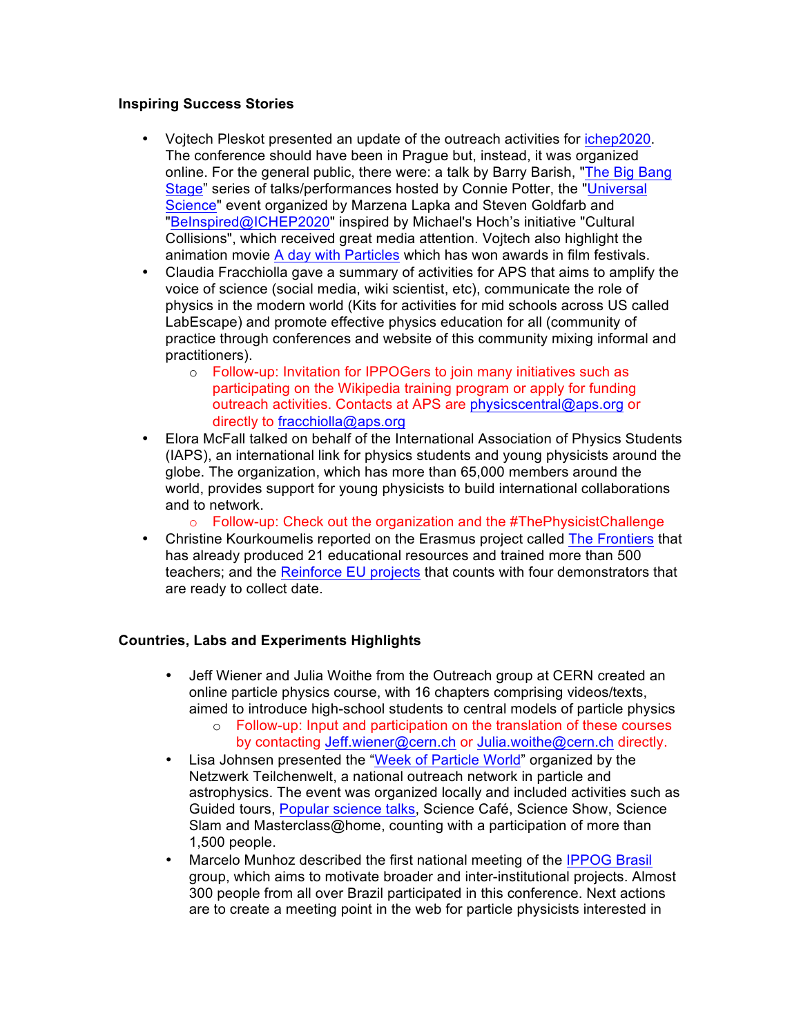**Inspiring Success Stories**

- Vojtech Pleskot presented an update of the outreach activities for ichep2020. The conference should have been in Prague but, instead, it was organized online. For the general public, there were: a talk by Barry Barish, "The Big Bang Stage" series of talks/performances hosted by Connie Potter, the "Universal Science" event organized by Marzena Lapka and Steven Goldfarb and "BeInspired@ICHEP2020" inspired by Michael's Hoch's initiative "Cultural Collisions", which received great media attention. Vojtech also highlight the animation movie A day with Particles which has won awards in film festivals.
- Claudia Fracchiolla gave a summary of activities for APS that aims to amplify the voice of science (social media, wiki scientist, etc), communicate the role of physics in the modern world (Kits for activities for mid schools across US called LabEscape) and promote effective physics education for all (community of practice through conferences and website of this community mixing informal and practitioners).
    - Follow-up: Invitation for IPPOGers to join many initiatives such as participating on the Wikipedia training program or apply for funding outreach activities. Contacts at APS are physicscentral@aps.org or directly to fracchiolla@aps.org
- Elora McFall talked on behalf of the International Association of Physics Students (IAPS), an international link for physics students and young physicists around the globe. The organization, which has more than 65,000 members around the world, provides support for young physicists to build international collaborations and to network.
    - Follow-up: Check out the organization and the #ThePhysicistChallenge
- Christine Kourkoumelis reported on the Erasmus project called The Frontiers that has already produced 21 educational resources and trained more than 500 teachers; and the Reinforce EU projects that counts with four demonstrators that are ready to collect date.

**Countries, Labs and Experiments Highlights**

- Jeff Wiener and Julia Woithe from the Outreach group at CERN created an online particle physics course, with 16 chapters comprising videos/texts, aimed to introduce high-school students to central models of particle physics
    - Follow-up: Input and participation on the translation of these courses by contacting Jeff.wiener@cern.ch or Julia.woithe@cern.ch directly.
- Lisa Johnsen presented the "Week of Particle World" organized by the Netzwerk Teilchenwelt, a national outreach network in particle and astrophysics. The event was organized locally and included activities such as Guided tours, Popular science talks, Science Café, Science Show, Science Slam and Masterclass@home, counting with a participation of more than 1,500 people.
- Marcelo Munhoz described the first national meeting of the IPPOG Brasil group, which aims to motivate broader and inter-institutional projects. Almost 300 people from all over Brazil participated in this conference. Next actions are to create a meeting point in the web for particle physicists interested in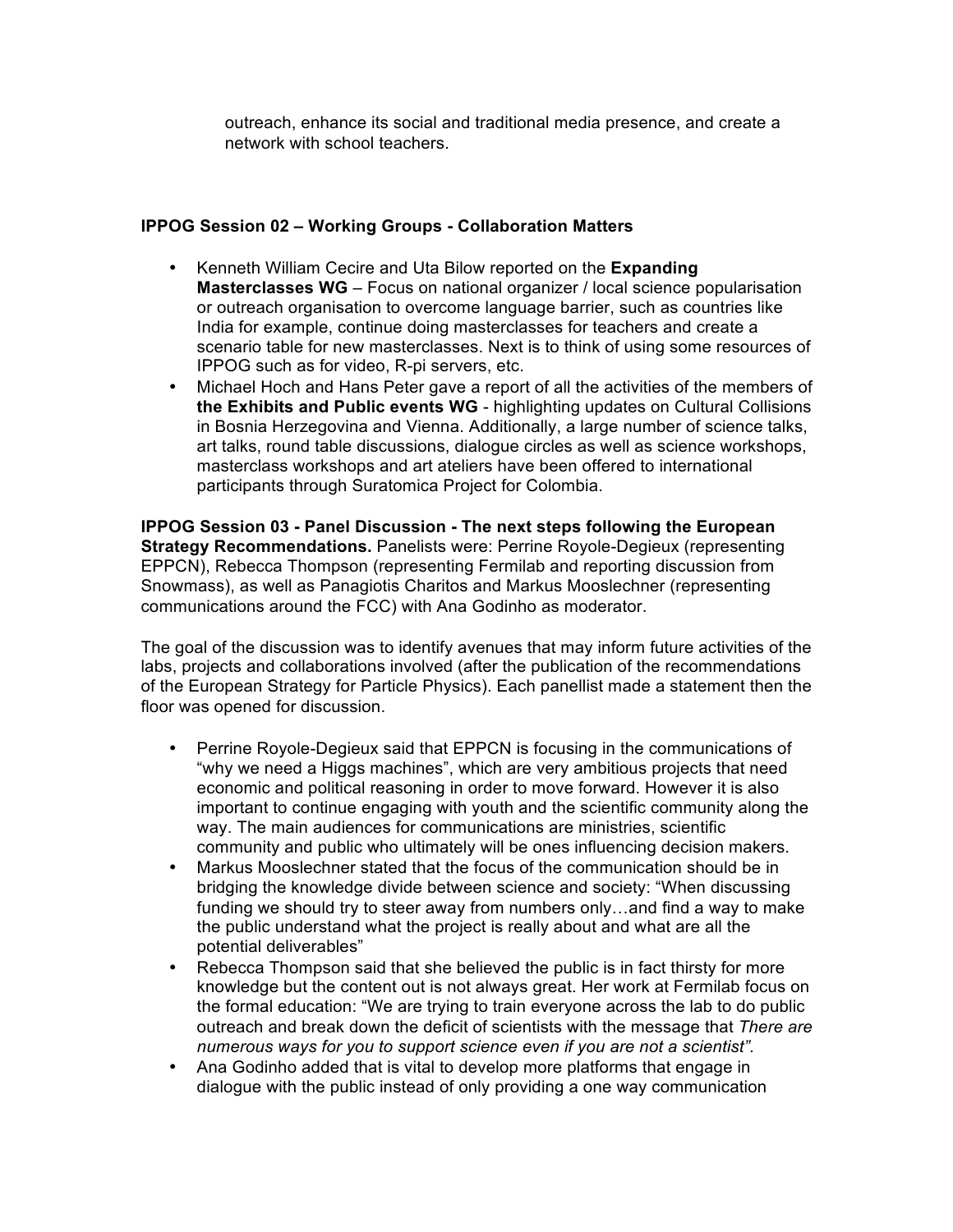outreach, enhance its social and traditional media presence, and create a network with school teachers.

**IPPOG Session 02 – Working Groups - Collaboration Matters**

- Kenneth William Cecire and Uta Bilow reported on the **Expanding Masterclasses WG** – Focus on national organizer / local science popularisation or outreach organisation to overcome language barrier, such as countries like India for example, continue doing masterclasses for teachers and create a scenario table for new masterclasses. Next is to think of using some resources of IPPOG such as for video, R-pi servers, etc.
- Michael Hoch and Hans Peter gave a report of all the activities of the members of **the Exhibits and Public events WG** - highlighting updates on Cultural Collisions in Bosnia Herzegovina and Vienna. Additionally, a large number of science talks, art talks, round table discussions, dialogue circles as well as science workshops, masterclass workshops and art ateliers have been offered to international participants through Suratomica Project for Colombia.

**IPPOG Session 03 - Panel Discussion - The next steps following the European Strategy Recommendations.** Panelists were: Perrine Royole-Degieux (representing EPPCN), Rebecca Thompson (representing Fermilab and reporting discussion from Snowmass), as well as Panagiotis Charitos and Markus Mooslechner (representing communications around the FCC) with Ana Godinho as moderator.

The goal of the discussion was to identify avenues that may inform future activities of the labs, projects and collaborations involved (after the publication of the recommendations of the European Strategy for Particle Physics). Each panellist made a statement then the floor was opened for discussion.

- Perrine Royole-Degieux said that EPPCN is focusing in the communications of "why we need a Higgs machines", which are very ambitious projects that need economic and political reasoning in order to move forward. However it is also important to continue engaging with youth and the scientific community along the way. The main audiences for communications are ministries, scientific community and public who ultimately will be ones influencing decision makers.
- Markus Mooslechner stated that the focus of the communication should be in bridging the knowledge divide between science and society: "When discussing funding we should try to steer away from numbers only…and find a way to make the public understand what the project is really about and what are all the potential deliverables"
- Rebecca Thompson said that she believed the public is in fact thirsty for more knowledge but the content out is not always great. Her work at Fermilab focus on the formal education: "We are trying to train everyone across the lab to do public outreach and break down the deficit of scientists with the message that *There are numerous ways for you to support science even if you are not a scientist"*.
- Ana Godinho added that is vital to develop more platforms that engage in dialogue with the public instead of only providing a one way communication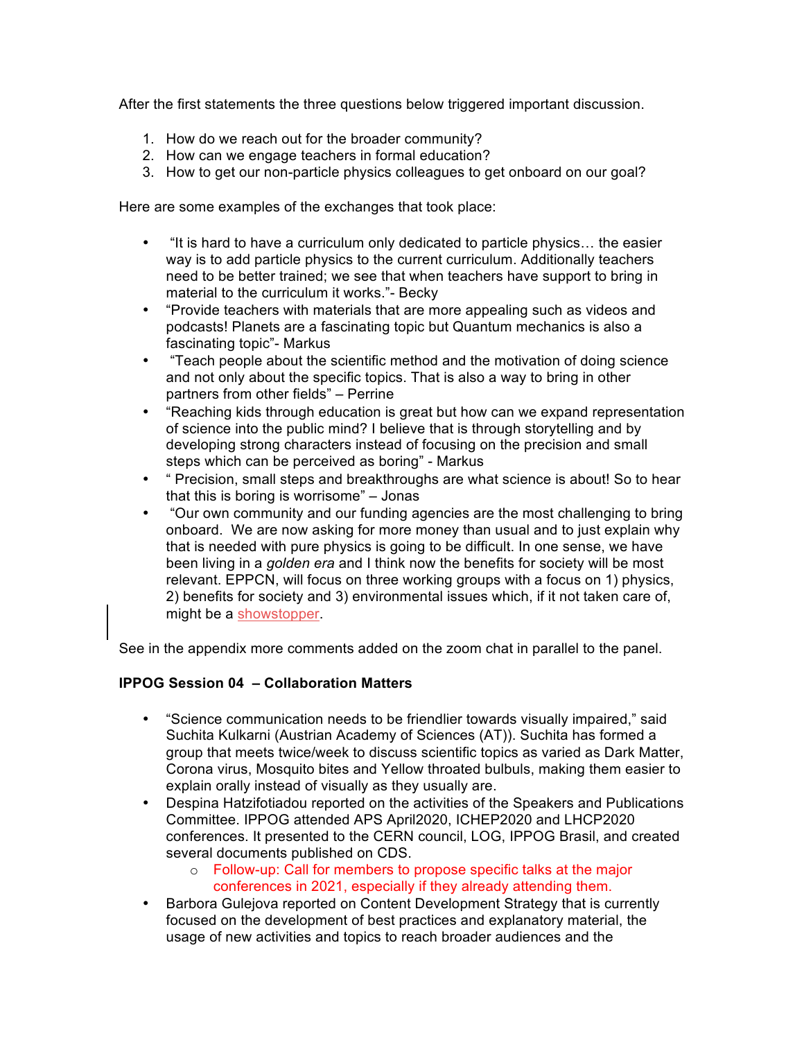After the first statements the three questions below triggered important discussion.

1. How do we reach out for the broader community?
2. How can we engage teachers in formal education?
3. How to get our non-particle physics colleagues to get onboard on our goal?

Here are some examples of the exchanges that took place:

- "It is hard to have a curriculum only dedicated to particle physics… the easier way is to add particle physics to the current curriculum. Additionally teachers need to be better trained; we see that when teachers have support to bring in material to the curriculum it works."- Becky
- "Provide teachers with materials that are more appealing such as videos and podcasts! Planets are a fascinating topic but Quantum mechanics is also a fascinating topic"- Markus
- "Teach people about the scientific method and the motivation of doing science and not only about the specific topics. That is also a way to bring in other partners from other fields" – Perrine
- "Reaching kids through education is great but how can we expand representation of science into the public mind? I believe that is through storytelling and by developing strong characters instead of focusing on the precision and small steps which can be perceived as boring" - Markus
- " Precision, small steps and breakthroughs are what science is about! So to hear that this is boring is worrisome" – Jonas
- "Our own community and our funding agencies are the most challenging to bring onboard. We are now asking for more money than usual and to just explain why that is needed with pure physics is going to be difficult. In one sense, we have been living in a *golden era* and I think now the benefits for society will be most relevant. EPPCN, will focus on three working groups with a focus on 1) physics, 2) benefits for society and 3) environmental issues which, if it not taken care of, might be a showstopper.

See in the appendix more comments added on the zoom chat in parallel to the panel.

**IPPOG Session 04 – Collaboration Matters**

- "Science communication needs to be friendlier towards visually impaired," said Suchita Kulkarni (Austrian Academy of Sciences (AT)). Suchita has formed a group that meets twice/week to discuss scientific topics as varied as Dark Matter, Corona virus, Mosquito bites and Yellow throated bulbuls, making them easier to explain orally instead of visually as they usually are.
- Despina Hatzifotiadou reported on the activities of the Speakers and Publications Committee. IPPOG attended APS April2020, ICHEP2020 and LHCP2020 conferences. It presented to the CERN council, LOG, IPPOG Brasil, and created several documents published on CDS.
  - Follow-up: Call for members to propose specific talks at the major conferences in 2021, especially if they already attending them.
- Barbora Gulejova reported on Content Development Strategy that is currently focused on the development of best practices and explanatory material, the usage of new activities and topics to reach broader audiences and the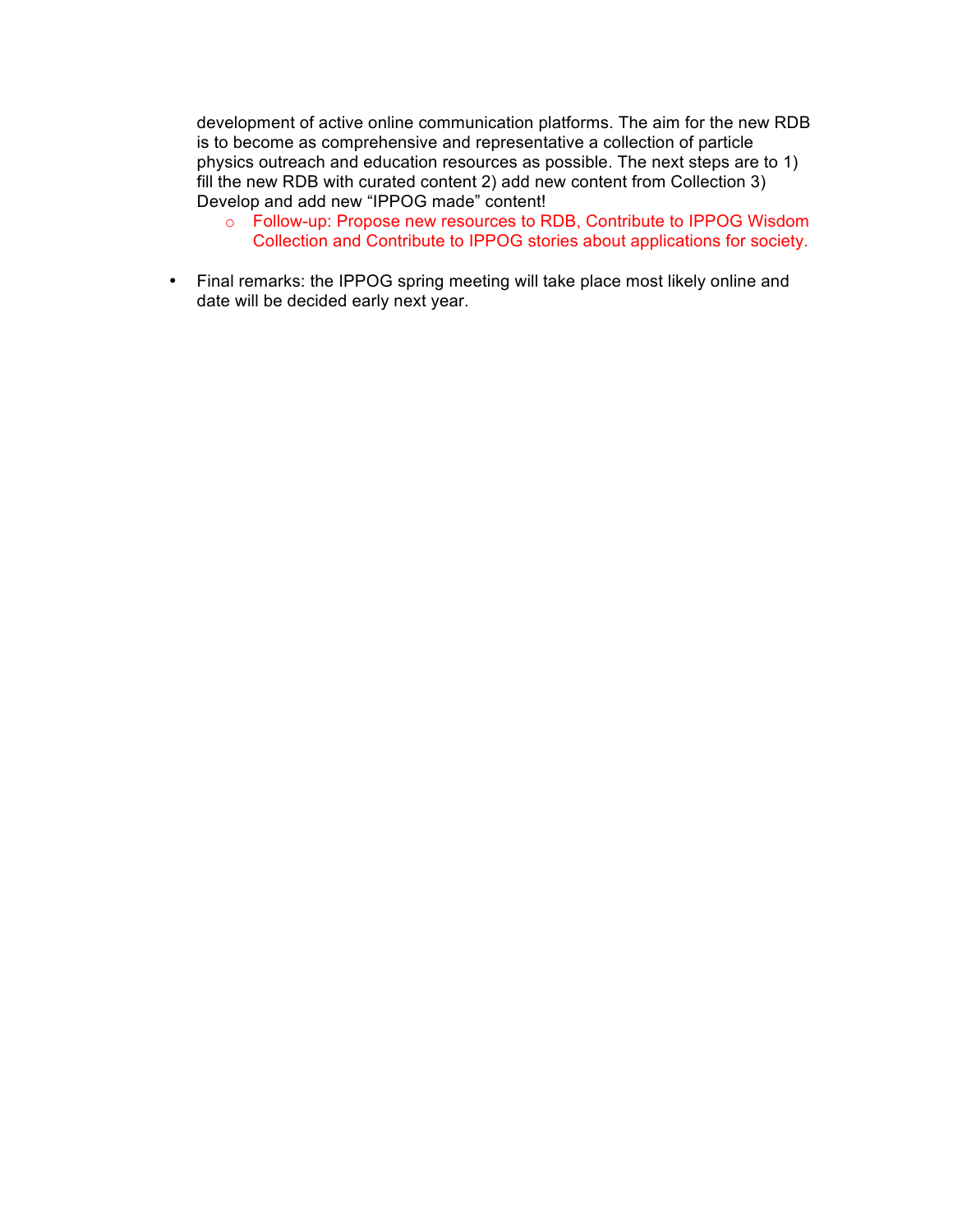development of active online communication platforms. The aim for the new RDB is to become as comprehensive and representative a collection of particle physics outreach and education resources as possible. The next steps are to 1) fill the new RDB with curated content 2) add new content from Collection 3) Develop and add new "IPPOG made" content!

  - Follow-up: Propose new resources to RDB, Contribute to IPPOG Wisdom Collection and Contribute to IPPOG stories about applications for society.

- Final remarks: the IPPOG spring meeting will take place most likely online and date will be decided early next year.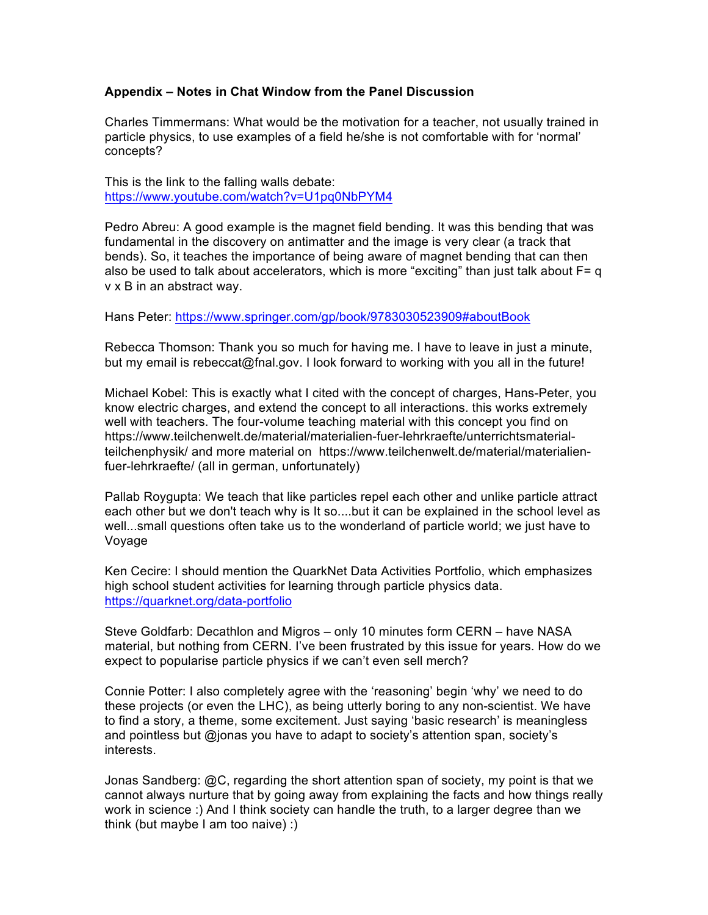**Appendix – Notes in Chat Window from the Panel Discussion**

Charles Timmermans: What would be the motivation for a teacher, not usually trained in particle physics, to use examples of a field he/she is not comfortable with for 'normal' concepts?

This is the link to the falling walls debate:
https://www.youtube.com/watch?v=U1pq0NbPYM4

Pedro Abreu: A good example is the magnet field bending. It was this bending that was fundamental in the discovery on antimatter and the image is very clear (a track that bends). So, it teaches the importance of being aware of magnet bending that can then also be used to talk about accelerators, which is more "exciting" than just talk about F= q v x B in an abstract way.

Hans Peter: https://www.springer.com/gp/book/9783030523909#aboutBook

Rebecca Thomson: Thank you so much for having me. I have to leave in just a minute, but my email is rebeccat@fnal.gov. I look forward to working with you all in the future!

Michael Kobel: This is exactly what I cited with the concept of charges, Hans-Peter, you know electric charges, and extend the concept to all interactions. this works extremely well with teachers. The four-volume teaching material with this concept you find on https://www.teilchenwelt.de/material/materialien-fuer-lehrkraefte/unterrichtsmaterial-teilchenphysik/ and more material on https://www.teilchenwelt.de/material/materialien-fuer-lehrkraefte/ (all in german, unfortunately)

Pallab Roygupta: We teach that like particles repel each other and unlike particle attract each other but we don't teach why is It so....but it can be explained in the school level as well...small questions often take us to the wonderland of particle world; we just have to Voyage

Ken Cecire: I should mention the QuarkNet Data Activities Portfolio, which emphasizes high school student activities for learning through particle physics data.
https://quarknet.org/data-portfolio

Steve Goldfarb: Decathlon and Migros – only 10 minutes form CERN – have NASA material, but nothing from CERN. I've been frustrated by this issue for years. How do we expect to popularise particle physics if we can't even sell merch?

Connie Potter: I also completely agree with the 'reasoning' begin 'why' we need to do these projects (or even the LHC), as being utterly boring to any non-scientist. We have to find a story, a theme, some excitement. Just saying 'basic research' is meaningless and pointless but @jonas you have to adapt to society's attention span, society's interests.

Jonas Sandberg: @C, regarding the short attention span of society, my point is that we cannot always nurture that by going away from explaining the facts and how things really work in science :) And I think society can handle the truth, to a larger degree than we think (but maybe I am too naive) :)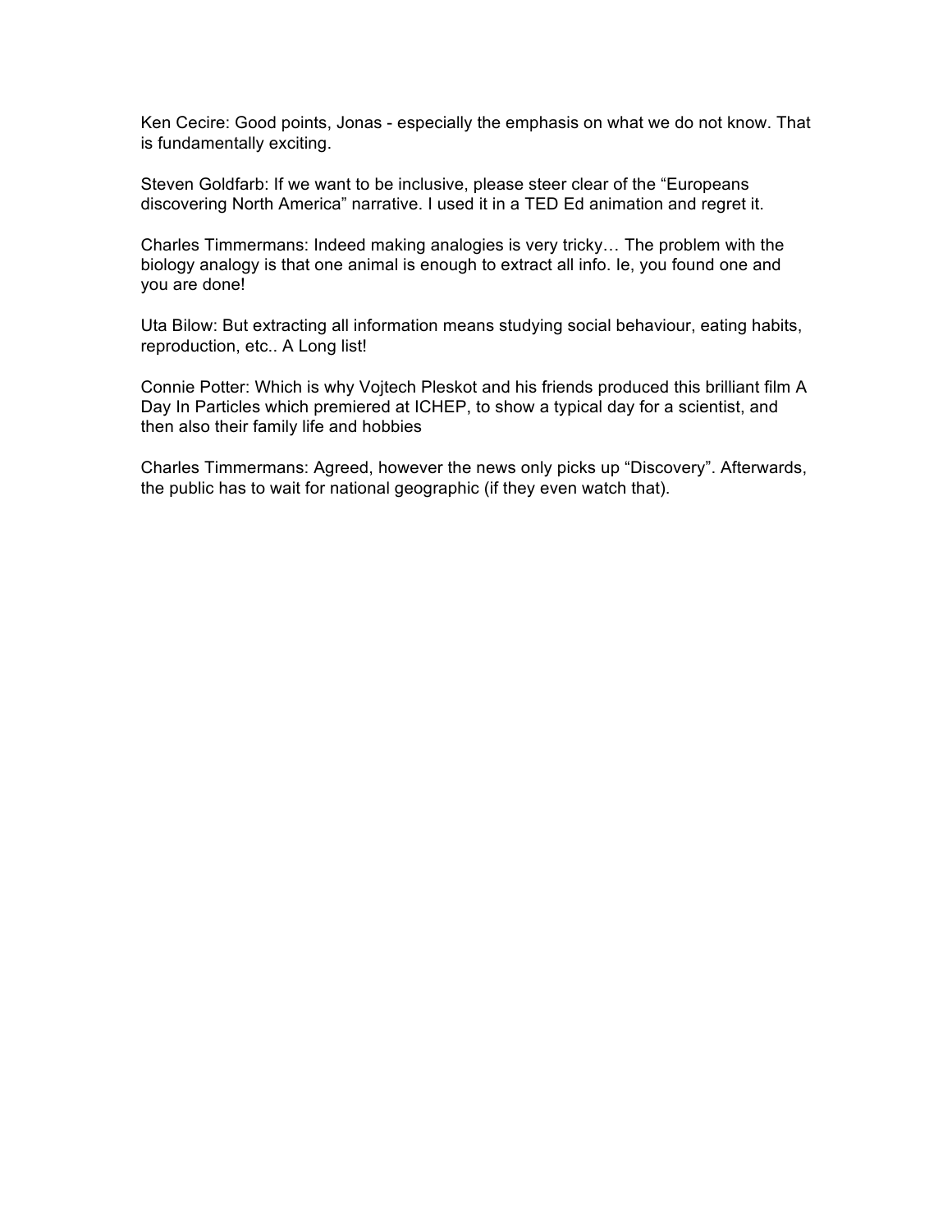Ken Cecire: Good points, Jonas - especially the emphasis on what we do not know. That is fundamentally exciting.

Steven Goldfarb: If we want to be inclusive, please steer clear of the “Europeans discovering North America” narrative. I used it in a TED Ed animation and regret it.

Charles Timmermans: Indeed making analogies is very tricky… The problem with the biology analogy is that one animal is enough to extract all info. Ie, you found one and you are done!

Uta Bilow: But extracting all information means studying social behaviour, eating habits, reproduction, etc.. A Long list!

Connie Potter: Which is why Vojtech Pleskot and his friends produced this brilliant film A Day In Particles which premiered at ICHEP, to show a typical day for a scientist, and then also their family life and hobbies

Charles Timmermans: Agreed, however the news only picks up “Discovery”. Afterwards, the public has to wait for national geographic (if they even watch that).